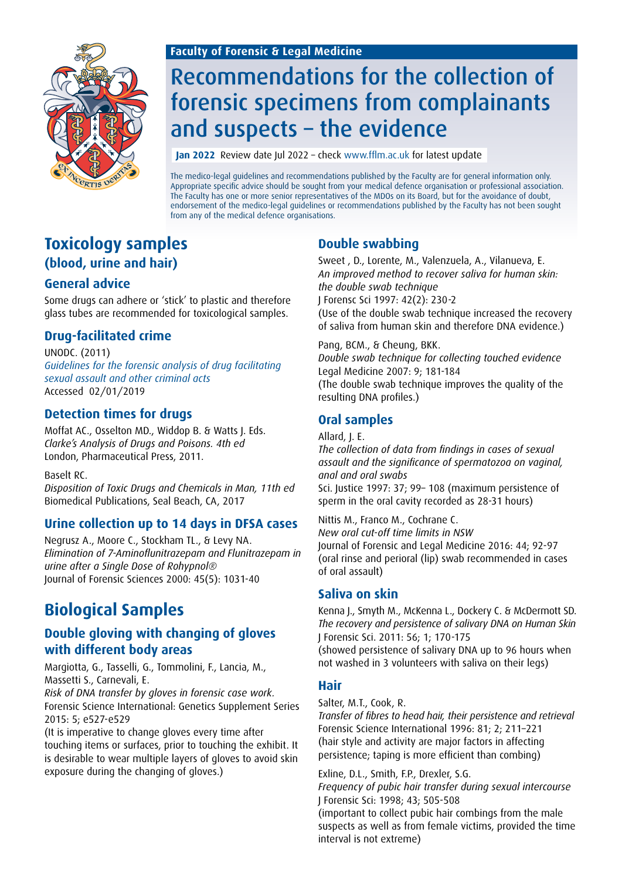**Faculty of Forensic & Legal Medicine**

# Recommendations for the collection of forensic specimens from complainants and suspects – the evidence

**Jan 2022** Review date Jul 2022 – check www.fflm.ac.uk for latest update

The medico-legal guidelines and recommendations published by the Faculty are for general information only. Appropriate specific advice should be sought from your medical defence organisation or professional association. The Faculty has one or more senior representatives of the MDOs on its Board, but for the avoidance of doubt, endorsement of the medico-legal guidelines or recommendations published by the Faculty has not been sought from any of the medical defence organisations.

## Toxicology samples (blood, urine and hair)

### General advice

Some drugs can adhere or 'stick' to plastic and therefore glass tubes are recommended for toxicological samples.

### Drug-facilitated crime

UNODC. (2011)
*Guidelines for the forensic analysis of drug facilitating sexual assault and other criminal acts*
Accessed 02/01/2019

### Detection times for drugs

Moffat AC., Osselton MD., Widdop B. & Watts J. Eds.
*Clarke's Analysis of Drugs and Poisons. 4th ed*
London, Pharmaceutical Press, 2011.

Baselt RC.
*Disposition of Toxic Drugs and Chemicals in Man, 11th ed*
Biomedical Publications, Seal Beach, CA, 2017

### Urine collection up to 14 days in DFSA cases

Negrusz A., Moore C., Stockham TL., & Levy NA.
*Elimination of 7-Aminoflunitrazepam and Flunitrazepam in urine after a Single Dose of Rohypnol®*
Journal of Forensic Sciences 2000: 45(5): 1031-40

## Biological Samples

### Double gloving with changing of gloves with different body areas

Margiotta, G., Tasselli, G., Tommolini, F., Lancia, M., Massetti S., Carnevali, E.
*Risk of DNA transfer by gloves in forensic case work.*
Forensic Science International: Genetics Supplement Series 2015: 5; e527-e529
(It is imperative to change gloves every time after touching items or surfaces, prior to touching the exhibit. It is desirable to wear multiple layers of gloves to avoid skin exposure during the changing of gloves.)

### Double swabbing

Sweet , D., Lorente, M., Valenzuela, A., Vilanueva, E.
*An improved method to recover saliva for human skin: the double swab technique*
J Forensc Sci 1997: 42(2): 230-2
(Use of the double swab technique increased the recovery of saliva from human skin and therefore DNA evidence.)

Pang, BCM., & Cheung, BKK.
*Double swab technique for collecting touched evidence*
Legal Medicine 2007: 9; 181-184
(The double swab technique improves the quality of the resulting DNA profiles.)

### Oral samples

Allard, J. E.
*The collection of data from findings in cases of sexual assault and the significance of spermatozoa on vaginal, anal and oral swabs*
Sci. Justice 1997: 37; 99– 108 (maximum persistence of sperm in the oral cavity recorded as 28-31 hours)

Nittis M., Franco M., Cochrane C.
*New oral cut-off time limits in NSW*
Journal of Forensic and Legal Medicine 2016: 44; 92-97
(oral rinse and perioral (lip) swab recommended in cases of oral assault)

### Saliva on skin

Kenna J., Smyth M., McKenna L., Dockery C. & McDermott SD.
*The recovery and persistence of salivary DNA on Human Skin*
J Forensic Sci. 2011: 56; 1; 170-175
(showed persistence of salivary DNA up to 96 hours when not washed in 3 volunteers with saliva on their legs)

### Hair

Salter, M.T., Cook, R.
*Transfer of fibres to head hair, their persistence and retrieval*
Forensic Science International 1996: 81; 2; 211–221
(hair style and activity are major factors in affecting persistence; taping is more efficient than combing)

Exline, D.L., Smith, F.P., Drexler, S.G.
*Frequency of pubic hair transfer during sexual intercourse*
J Forensic Sci: 1998; 43; 505-508
(important to collect pubic hair combings from the male suspects as well as from female victims, provided the time interval is not extreme)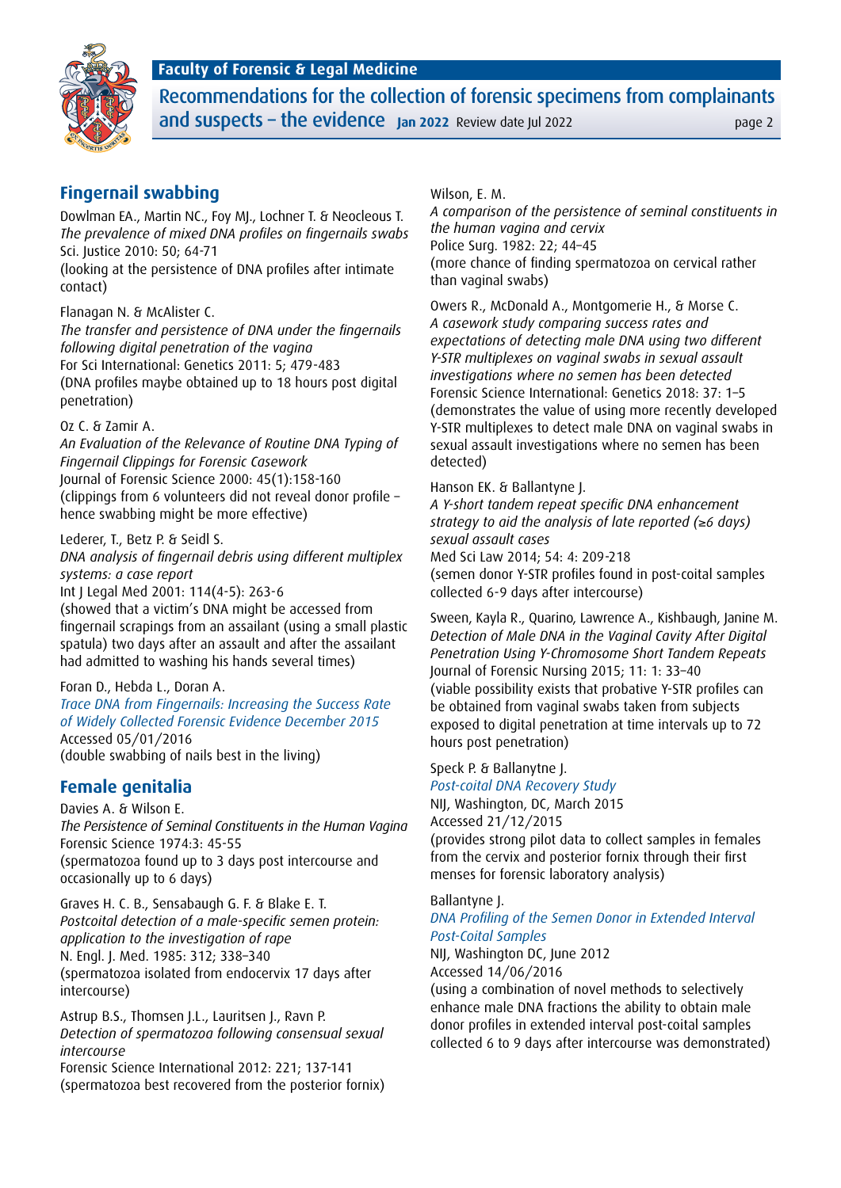## Fingernail swabbing

Dowlman EA., Martin NC., Foy MJ., Lochner T. & Neocleous T.
*The prevalence of mixed DNA profiles on fingernails swabs*
Sci. Justice 2010: 50; 64-71
(looking at the persistence of DNA profiles after intimate contact)

Flanagan N. & McAlister C.
*The transfer and persistence of DNA under the fingernails following digital penetration of the vagina*
For Sci International: Genetics 2011: 5; 479-483
(DNA profiles maybe obtained up to 18 hours post digital penetration)

Oz C. & Zamir A.
*An Evaluation of the Relevance of Routine DNA Typing of Fingernail Clippings for Forensic Casework*
Journal of Forensic Science 2000: 45(1):158-160
(clippings from 6 volunteers did not reveal donor profile – hence swabbing might be more effective)

Lederer, T., Betz P. & Seidl S.
*DNA analysis of fingernail debris using different multiplex systems: a case report*
Int J Legal Med 2001: 114(4-5): 263-6
(showed that a victim's DNA might be accessed from fingernail scrapings from an assailant (using a small plastic spatula) two days after an assault and after the assailant had admitted to washing his hands several times)

Foran D., Hebda L., Doran A.
*Trace DNA from Fingernails: Increasing the Success Rate of Widely Collected Forensic Evidence December 2015*
Accessed 05/01/2016
(double swabbing of nails best in the living)

## Female genitalia

Davies A. & Wilson E.
*The Persistence of Seminal Constituents in the Human Vagina*
Forensic Science 1974:3: 45-55
(spermatozoa found up to 3 days post intercourse and occasionally up to 6 days)

Graves H. C. B., Sensabaugh G. F. & Blake E. T.
*Postcoital detection of a male-specific semen protein: application to the investigation of rape*
N. Engl. J. Med. 1985: 312; 338–340
(spermatozoa isolated from endocervix 17 days after intercourse)

Astrup B.S., Thomsen J.L., Lauritsen J., Ravn P.
*Detection of spermatozoa following consensual sexual intercourse*
Forensic Science International 2012: 221; 137-141
(spermatozoa best recovered from the posterior fornix)

Wilson, E. M.
*A comparison of the persistence of seminal constituents in the human vagina and cervix*
Police Surg. 1982: 22; 44–45
(more chance of finding spermatozoa on cervical rather than vaginal swabs)

Owers R., McDonald A., Montgomerie H., & Morse C.
*A casework study comparing success rates and expectations of detecting male DNA using two different Y-STR multiplexes on vaginal swabs in sexual assault investigations where no semen has been detected*
Forensic Science International: Genetics 2018: 37: 1–5
(demonstrates the value of using more recently developed Y-STR multiplexes to detect male DNA on vaginal swabs in sexual assault investigations where no semen has been detected)

Hanson EK. & Ballantyne J.
*A Y-short tandem repeat specific DNA enhancement strategy to aid the analysis of late reported (≥6 days) sexual assault cases*
Med Sci Law 2014; 54: 4: 209-218
(semen donor Y-STR profiles found in post-coital samples collected 6-9 days after intercourse)

Sween, Kayla R., Quarino, Lawrence A., Kishbaugh, Janine M.
*Detection of Male DNA in the Vaginal Cavity After Digital Penetration Using Y-Chromosome Short Tandem Repeats*
Journal of Forensic Nursing 2015; 11: 1: 33–40
(viable possibility exists that probative Y-STR profiles can be obtained from vaginal swabs taken from subjects exposed to digital penetration at time intervals up to 72 hours post penetration)

Speck P. & Ballanytne J.
*Post-coital DNA Recovery Study*
NIJ, Washington, DC, March 2015
Accessed 21/12/2015
(provides strong pilot data to collect samples in females from the cervix and posterior fornix through their first menses for forensic laboratory analysis)

Ballantyne J.
*DNA Profiling of the Semen Donor in Extended Interval Post-Coital Samples*
NIJ, Washington DC, June 2012
Accessed 14/06/2016
(using a combination of novel methods to selectively enhance male DNA fractions the ability to obtain male donor profiles in extended interval post-coital samples collected 6 to 9 days after intercourse was demonstrated)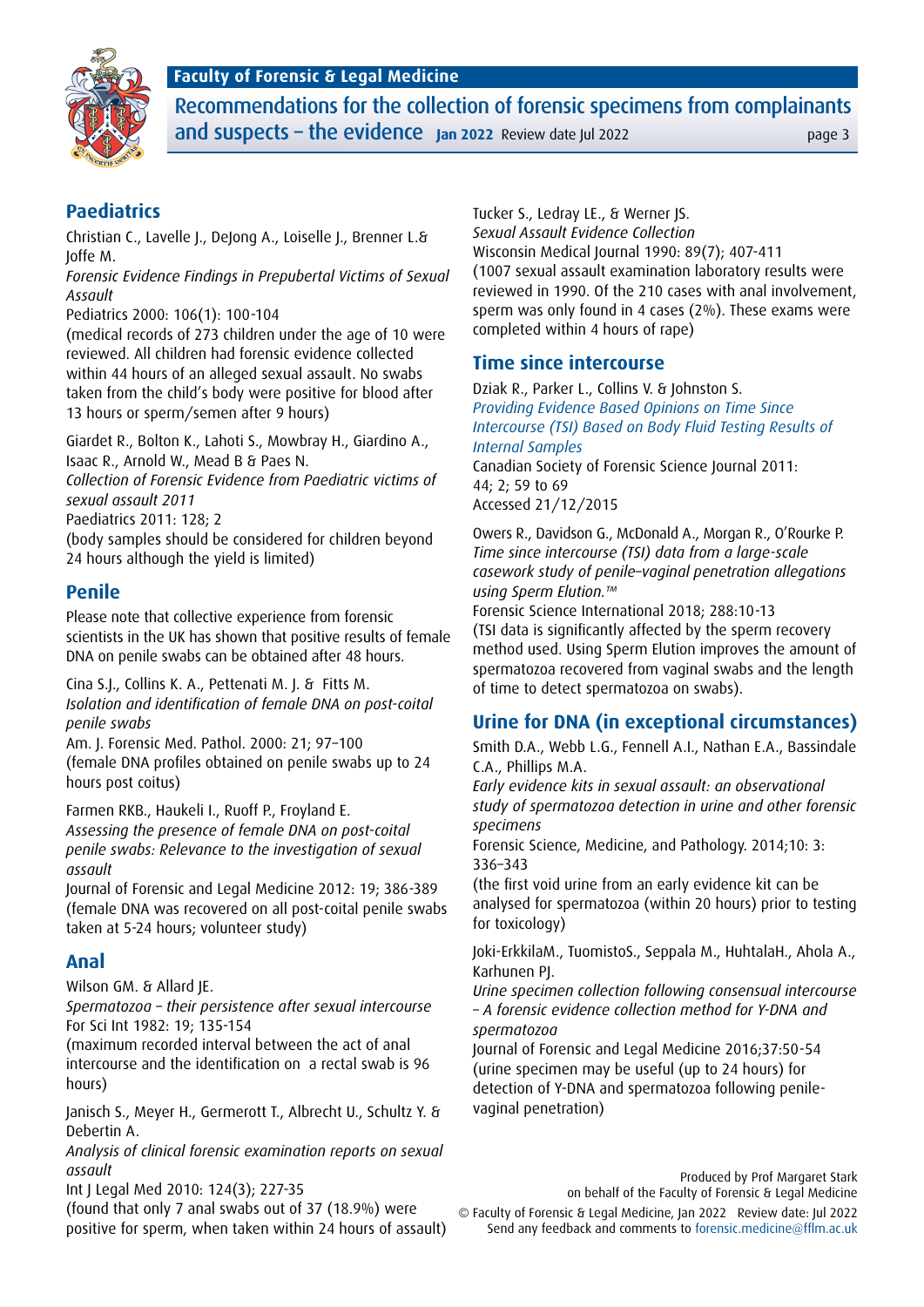## Paediatrics

Christian C., Lavelle J., DeJong A., Loiselle J., Brenner L.& Joffe M.
*Forensic Evidence Findings in Prepubertal Victims of Sexual Assault*
Pediatrics 2000: 106(1): 100-104
(medical records of 273 children under the age of 10 were reviewed. All children had forensic evidence collected within 44 hours of an alleged sexual assault. No swabs taken from the child's body were positive for blood after 13 hours or sperm/semen after 9 hours)

Giardet R., Bolton K., Lahoti S., Mowbray H., Giardino A., Isaac R., Arnold W., Mead B & Paes N.
*Collection of Forensic Evidence from Paediatric victims of sexual assault 2011*
Paediatrics 2011: 128; 2
(body samples should be considered for children beyond 24 hours although the yield is limited)

## Penile

Please note that collective experience from forensic scientists in the UK has shown that positive results of female DNA on penile swabs can be obtained after 48 hours.

Cina S.J., Collins K. A., Pettenati M. J. & Fitts M.
*Isolation and identification of female DNA on post-coital penile swabs*
Am. J. Forensic Med. Pathol. 2000: 21; 97–100
(female DNA profiles obtained on penile swabs up to 24 hours post coitus)

Farmen RKB., Haukeli I., Ruoff P., Froyland E.
*Assessing the presence of female DNA on post-coital penile swabs: Relevance to the investigation of sexual assault*
Journal of Forensic and Legal Medicine 2012: 19; 386-389
(female DNA was recovered on all post-coital penile swabs taken at 5-24 hours; volunteer study)

## Anal

Wilson GM. & Allard JE.
*Spermatozoa – their persistence after sexual intercourse*
For Sci Int 1982: 19; 135-154
(maximum recorded interval between the act of anal intercourse and the identification on a rectal swab is 96 hours)

Janisch S., Meyer H., Germerott T., Albrecht U., Schultz Y. & Debertin A.
*Analysis of clinical forensic examination reports on sexual assault*
Int J Legal Med 2010: 124(3); 227-35
(found that only 7 anal swabs out of 37 (18.9%) were positive for sperm, when taken within 24 hours of assault)

Tucker S., Ledray LE., & Werner JS.
*Sexual Assault Evidence Collection*
Wisconsin Medical Journal 1990: 89(7); 407-411
(1007 sexual assault examination laboratory results were reviewed in 1990. Of the 210 cases with anal involvement, sperm was only found in 4 cases (2%). These exams were completed within 4 hours of rape)

## Time since intercourse

Dziak R., Parker L., Collins V. & Johnston S.
*Providing Evidence Based Opinions on Time Since Intercourse (TSI) Based on Body Fluid Testing Results of Internal Samples*
Canadian Society of Forensic Science Journal 2011: 44; 2; 59 to 69
Accessed 21/12/2015

Owers R., Davidson G., McDonald A., Morgan R., O'Rourke P.
*Time since intercourse (TSI) data from a large-scale casework study of penile–vaginal penetration allegations using Sperm Elution.™*
Forensic Science International 2018; 288:10-13
(TSI data is significantly affected by the sperm recovery method used. Using Sperm Elution improves the amount of spermatozoa recovered from vaginal swabs and the length of time to detect spermatozoa on swabs).

## Urine for DNA (in exceptional circumstances)

Smith D.A., Webb L.G., Fennell A.I., Nathan E.A., Bassindale C.A., Phillips M.A.
*Early evidence kits in sexual assault: an observational study of spermatozoa detection in urine and other forensic specimens*
Forensic Science, Medicine, and Pathology. 2014;10: 3: 336–343
(the first void urine from an early evidence kit can be analysed for spermatozoa (within 20 hours) prior to testing for toxicology)

Joki-ErkkilaM., TuomistoS., Seppala M., HuhtalaH., Ahola A., Karhunen PJ.
*Urine specimen collection following consensual intercourse – A forensic evidence collection method for Y-DNA and spermatozoa*
Journal of Forensic and Legal Medicine 2016;37:50-54
(urine specimen may be useful (up to 24 hours) for detection of Y-DNA and spermatozoa following penile-vaginal penetration)

Produced by Prof Margaret Stark
on behalf of the Faculty of Forensic & Legal Medicine
© Faculty of Forensic & Legal Medicine, Jan 2022 Review date: Jul 2022
Send any feedback and comments to forensic.medicine@fflm.ac.uk